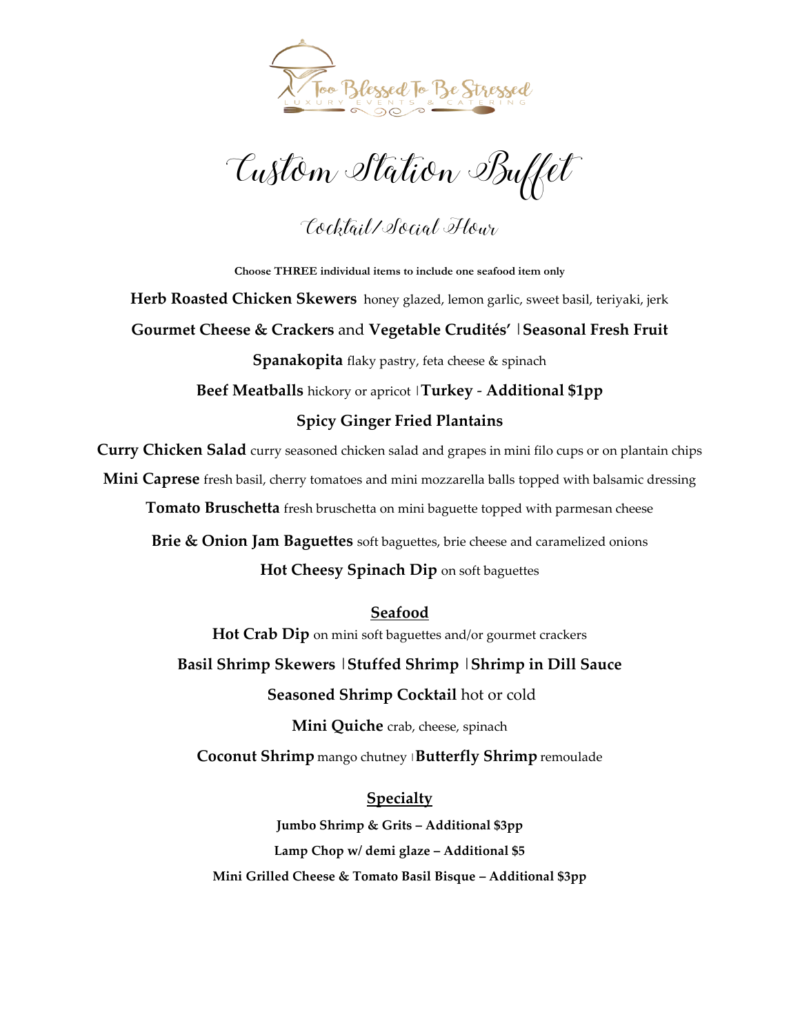Too Blessed To Be Stressed
LUXURY EVENTS & CATERING

# Custom Station Buffet

## Cocktail/Social Hour

**Choose THREE individual items to include one seafood item only**

**Herb Roasted Chicken Skewers** honey glazed, lemon garlic, sweet basil, teriyaki, jerk

**Gourmet Cheese & Crackers** and **Vegetable Crudités' |Seasonal Fresh Fruit**

**Spanakopita** flaky pastry, feta cheese & spinach

**Beef Meatballs** hickory or apricot |**Turkey - Additional $1pp**

**Spicy Ginger Fried Plantains**

**Curry Chicken Salad** curry seasoned chicken salad and grapes in mini filo cups or on plantain chips

**Mini Caprese** fresh basil, cherry tomatoes and mini mozzarella balls topped with balsamic dressing

**Tomato Bruschetta** fresh bruschetta on mini baguette topped with parmesan cheese

**Brie & Onion Jam Baguettes** soft baguettes, brie cheese and caramelized onions

**Hot Cheesy Spinach Dip** on soft baguettes

### Seafood

**Hot Crab Dip** on mini soft baguettes and/or gourmet crackers

**Basil Shrimp Skewers |Stuffed Shrimp |Shrimp in Dill Sauce**

**Seasoned Shrimp Cocktail** hot or cold

**Mini Quiche** crab, cheese, spinach

**Coconut Shrimp** mango chutney |**Butterfly Shrimp** remoulade

### Specialty

**Jumbo Shrimp & Grits – Additional $3pp**

**Lamp Chop w/ demi glaze – Additional $5**

**Mini Grilled Cheese & Tomato Basil Bisque – Additional $3pp**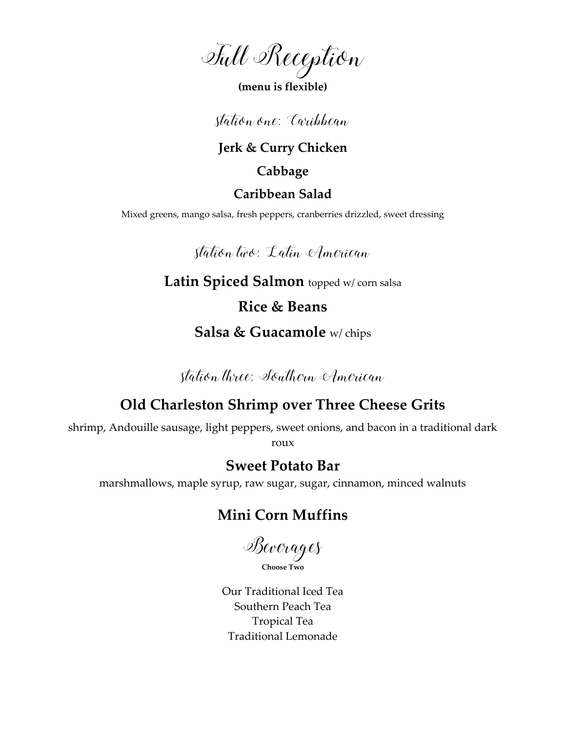# Full Reception

**(menu is flexible)**

## Station one: Caribbean

**Jerk & Curry Chicken**

**Cabbage**

**Caribbean Salad**

Mixed greens, mango salsa, fresh peppers, cranberries drizzled, sweet dressing

## Station two: Latin American

**Latin Spiced Salmon** topped w/ corn salsa

**Rice & Beans**

**Salsa & Guacamole** w/ chips

## Station three: Southern American

**Old Charleston Shrimp over Three Cheese Grits**

shrimp, Andouille sausage, light peppers, sweet onions, and bacon in a traditional dark roux

**Sweet Potato Bar**

marshmallows, maple syrup, raw sugar, sugar, cinnamon, minced walnuts

**Mini Corn Muffins**

## Beverages

**Choose Two**

Our Traditional Iced Tea
Southern Peach Tea
Tropical Tea
Traditional Lemonade